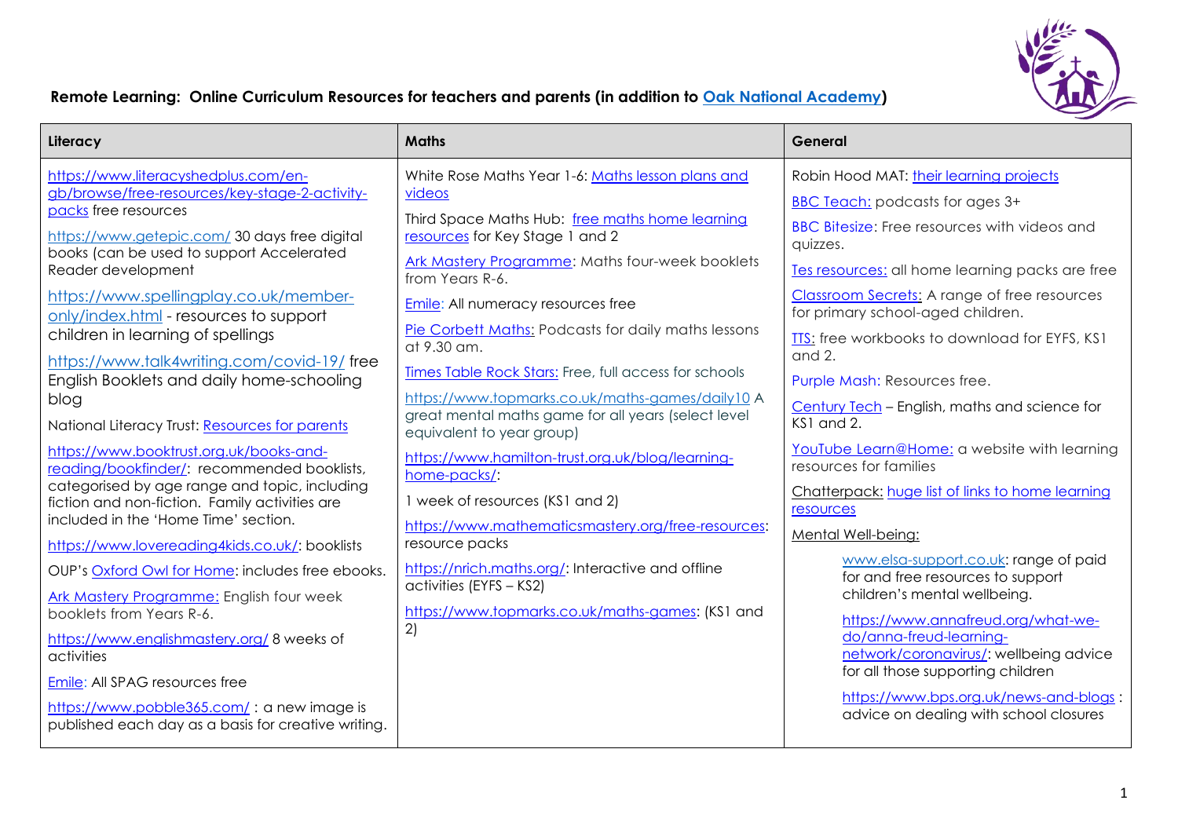**Remote Learning: Online Curriculum Resources for teachers and parents (in addition to Oak National Academy)**

| Literacy | Maths | General |
|---|---|---|
| https://www.literacyshedplus.com/en-gb/browse/free-resources/key-stage-2-activity-packs free resources<br><br>https://www.getepic.com/ 30 days free digital books (can be used to support Accelerated Reader development<br><br>https://www.spellingplay.co.uk/member-only/index.html - resources to support children in learning of spellings<br><br>https://www.talk4writing.com/covid-19/ free English Booklets and daily home-schooling blog<br><br>National Literacy Trust: Resources for parents<br><br>https://www.booktrust.org.uk/books-and-reading/bookfinder/: recommended booklists, categorised by age range and topic, including fiction and non-fiction. Family activities are included in the 'Home Time' section.<br><br>https://www.lovereading4kids.co.uk/: booklists<br><br>OUP's Oxford Owl for Home: includes free ebooks.<br><br>Ark Mastery Programme: English four week booklets from Years R-6.<br><br>https://www.englishmastery.org/ 8 weeks of activities<br><br>Emile: All SPAG resources free<br><br>https://www.pobble365.com/ : a new image is published each day as a basis for creative writing. | White Rose Maths Year 1-6: Maths lesson plans and videos<br><br>Third Space Maths Hub: free maths home learning resources for Key Stage 1 and 2<br><br>Ark Mastery Programme: Maths four-week booklets from Years R-6.<br><br>Emile: All numeracy resources free<br><br>Pie Corbett Maths: Podcasts for daily maths lessons at 9.30 am.<br><br>Times Table Rock Stars: Free, full access for schools<br><br>https://www.topmarks.co.uk/maths-games/daily10 A great mental maths game for all years (select level equivalent to year group)<br><br>https://www.hamilton-trust.org.uk/blog/learning-home-packs/:<br><br>1 week of resources (KS1 and 2)<br><br>https://www.mathematicsmastery.org/free-resources: resource packs<br><br>https://nrich.maths.org/: Interactive and offline activities (EYFS – KS2)<br><br>https://www.topmarks.co.uk/maths-games: (KS1 and 2) | Robin Hood MAT: their learning projects<br><br>BBC Teach: podcasts for ages 3+<br><br>BBC Bitesize: Free resources with videos and quizzes.<br><br>Tes resources: all home learning packs are free<br><br>Classroom Secrets: A range of free resources for primary school-aged children.<br><br>TTS: free workbooks to download for EYFS, KS1 and 2.<br><br>Purple Mash: Resources free.<br><br>Century Tech – English, maths and science for KS1 and 2.<br><br>YouTube Learn@Home: a website with learning resources for families<br><br>Chatterpack: huge list of links to home learning resources<br><br>Mental Well-being:<br><br>www.elsa-support.co.uk: range of paid for and free resources to support children's mental wellbeing.<br><br>https://www.annafreud.org/what-we-do/anna-freud-learning-network/coronavirus/: wellbeing advice for all those supporting children<br><br>https://www.bps.org.uk/news-and-blogs : advice on dealing with school closures |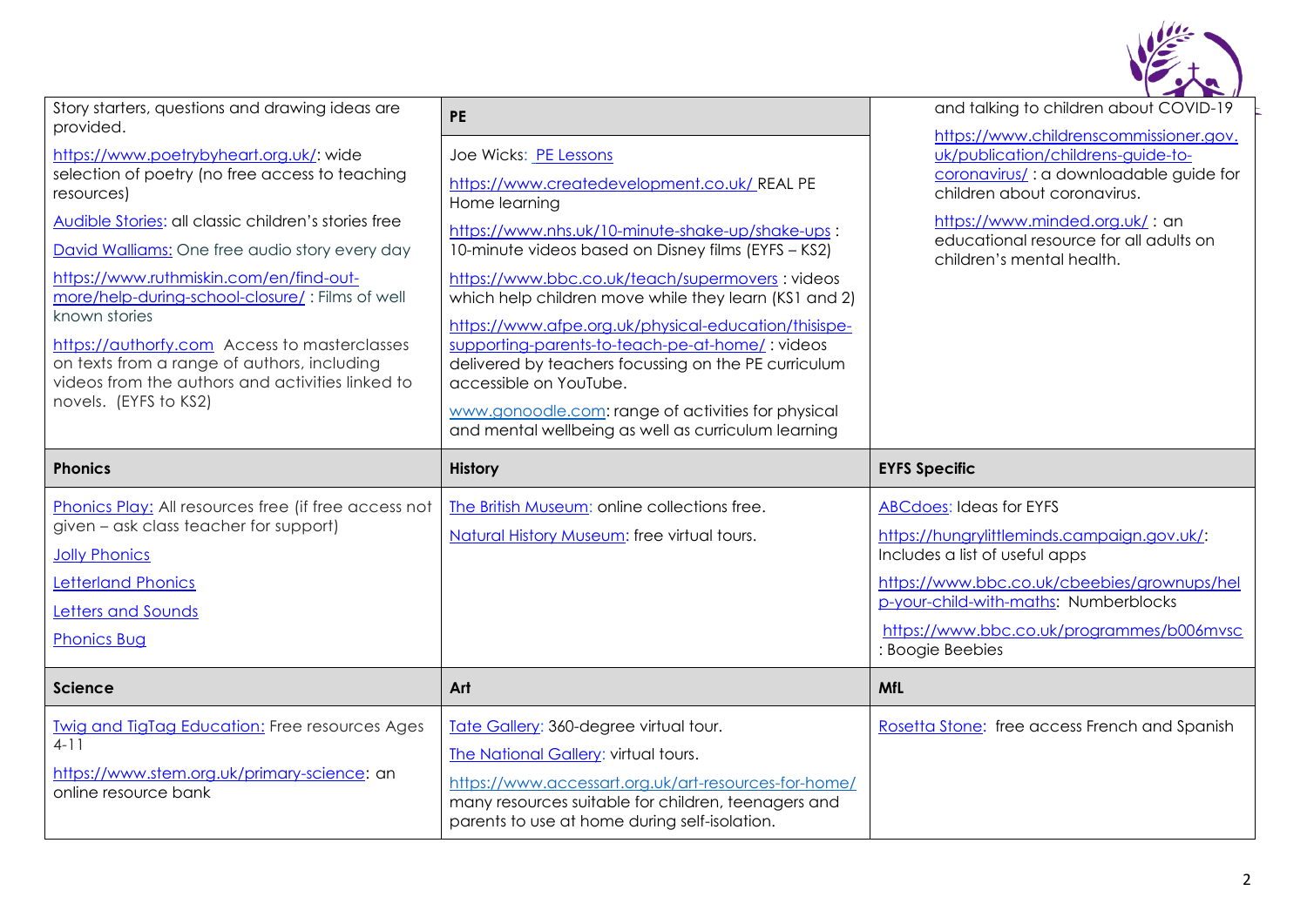| | | |
|---|---|---|
| Story starters, questions and drawing ideas are provided.<br>https://www.poetrybyheart.org.uk/: wide selection of poetry (no free access to teaching resources)<br>Audible Stories: all classic children's stories free<br>David Walliams: One free audio story every day<br>https://www.ruthmiskin.com/en/find-out-more/help-during-school-closure/ : Films of well known stories<br>https://authorfy.com Access to masterclasses on texts from a range of authors, including videos from the authors and activities linked to novels. (EYFS to KS2) | **PE**<br>Joe Wicks: PE Lessons<br>https://www.createdevelopment.co.uk/ REAL PE Home learning<br>https://www.nhs.uk/10-minute-shake-up/shake-ups : 10-minute videos based on Disney films (EYFS – KS2)<br>https://www.bbc.co.uk/teach/supermovers : videos which help children move while they learn (KS1 and 2)<br>https://www.afpe.org.uk/physical-education/thisispe-supporting-parents-to-teach-pe-at-home/ : videos delivered by teachers focussing on the PE curriculum accessible on YouTube.<br>www.gonoodle.com: range of activities for physical and mental wellbeing as well as curriculum learning | and talking to children about COVID-19<br>https://www.childrenscommissioner.gov.uk/publication/childrens-guide-to-coronavirus/ : a downloadable guide for children about coronavirus.<br>https://www.minded.org.uk/ : an educational resource for all adults on children's mental health. |
| **Phonics** | **History** | **EYFS Specific** |
| Phonics Play: All resources free (if free access not given – ask class teacher for support)<br>Jolly Phonics<br>Letterland Phonics<br>Letters and Sounds<br>Phonics Bug | The British Museum: online collections free.<br>Natural History Museum: free virtual tours. | ABCdoes: Ideas for EYFS<br>https://hungrylittleminds.campaign.gov.uk/: Includes a list of useful apps<br>https://www.bbc.co.uk/cbeebies/grownups/help-your-child-with-maths: Numberblocks<br>https://www.bbc.co.uk/programmes/b006mvsc : Boogie Beebies |
| **Science** | **Art** | **MfL** |
| Twig and TigTag Education: Free resources Ages 4-11<br>https://www.stem.org.uk/primary-science: an online resource bank | Tate Gallery: 360-degree virtual tour.<br>The National Gallery: virtual tours.<br>https://www.accessart.org.uk/art-resources-for-home/ many resources suitable for children, teenagers and parents to use at home during self-isolation. | Rosetta Stone: free access French and Spanish |